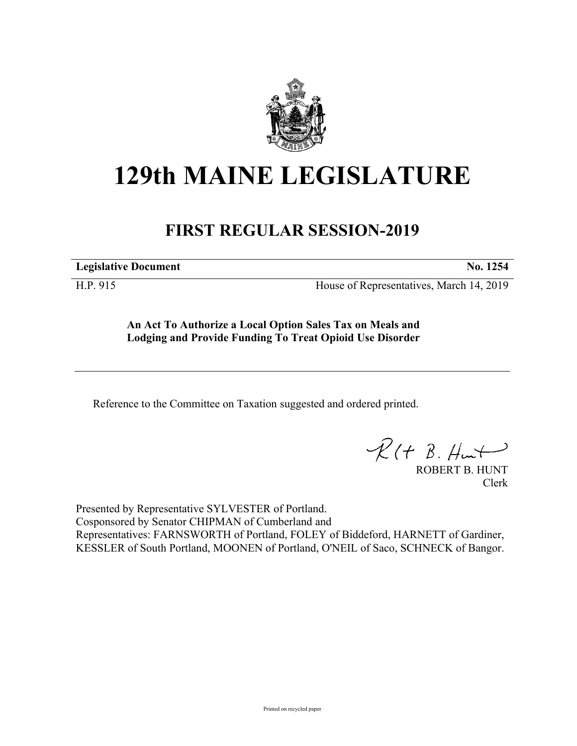# 129th MAINE LEGISLATURE

## FIRST REGULAR SESSION-2019

**Legislative Document** **No. 1254**

H.P. 915 House of Representatives, March 14, 2019

**An Act To Authorize a Local Option Sales Tax on Meals and Lodging and Provide Funding To Treat Opioid Use Disorder**

Reference to the Committee on Taxation suggested and ordered printed.

ROBERT B. HUNT
Clerk

Presented by Representative SYLVESTER of Portland.
Cosponsored by Senator CHIPMAN of Cumberland and
Representatives: FARNSWORTH of Portland, FOLEY of Biddeford, HARNETT of Gardiner, KESSLER of South Portland, MOONEN of Portland, O'NEIL of Saco, SCHNECK of Bangor.

Printed on recycled paper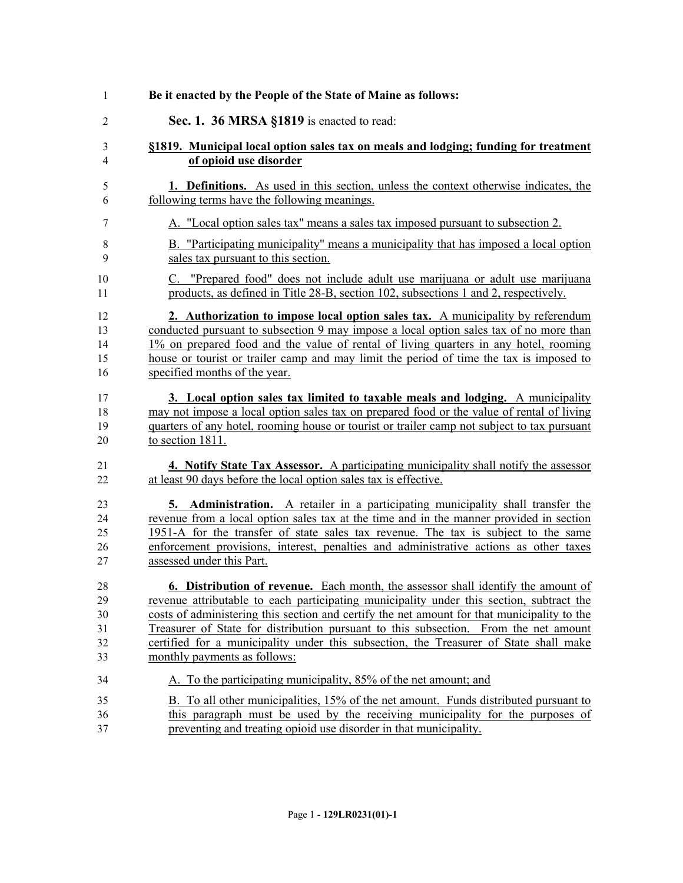**Be it enacted by the People of the State of Maine as follows:**

**Sec. 1. 36 MRSA §1819** is enacted to read:

**§1819. Municipal local option sales tax on meals and lodging; funding for treatment of opioid use disorder**

**1. Definitions.** As used in this section, unless the context otherwise indicates, the following terms have the following meanings.

A. "Local option sales tax" means a sales tax imposed pursuant to subsection 2.

B. "Participating municipality" means a municipality that has imposed a local option sales tax pursuant to this section.

C. "Prepared food" does not include adult use marijuana or adult use marijuana products, as defined in Title 28-B, section 102, subsections 1 and 2, respectively.

**2. Authorization to impose local option sales tax.** A municipality by referendum conducted pursuant to subsection 9 may impose a local option sales tax of no more than 1% on prepared food and the value of rental of living quarters in any hotel, rooming house or tourist or trailer camp and may limit the period of time the tax is imposed to specified months of the year.

**3. Local option sales tax limited to taxable meals and lodging.** A municipality may not impose a local option sales tax on prepared food or the value of rental of living quarters of any hotel, rooming house or tourist or trailer camp not subject to tax pursuant to section 1811.

**4. Notify State Tax Assessor.** A participating municipality shall notify the assessor at least 90 days before the local option sales tax is effective.

**5. Administration.** A retailer in a participating municipality shall transfer the revenue from a local option sales tax at the time and in the manner provided in section 1951-A for the transfer of state sales tax revenue. The tax is subject to the same enforcement provisions, interest, penalties and administrative actions as other taxes assessed under this Part.

**6. Distribution of revenue.** Each month, the assessor shall identify the amount of revenue attributable to each participating municipality under this section, subtract the costs of administering this section and certify the net amount for that municipality to the Treasurer of State for distribution pursuant to this subsection. From the net amount certified for a municipality under this subsection, the Treasurer of State shall make monthly payments as follows:

A. To the participating municipality, 85% of the net amount; and

B. To all other municipalities, 15% of the net amount. Funds distributed pursuant to this paragraph must be used by the receiving municipality for the purposes of preventing and treating opioid use disorder in that municipality.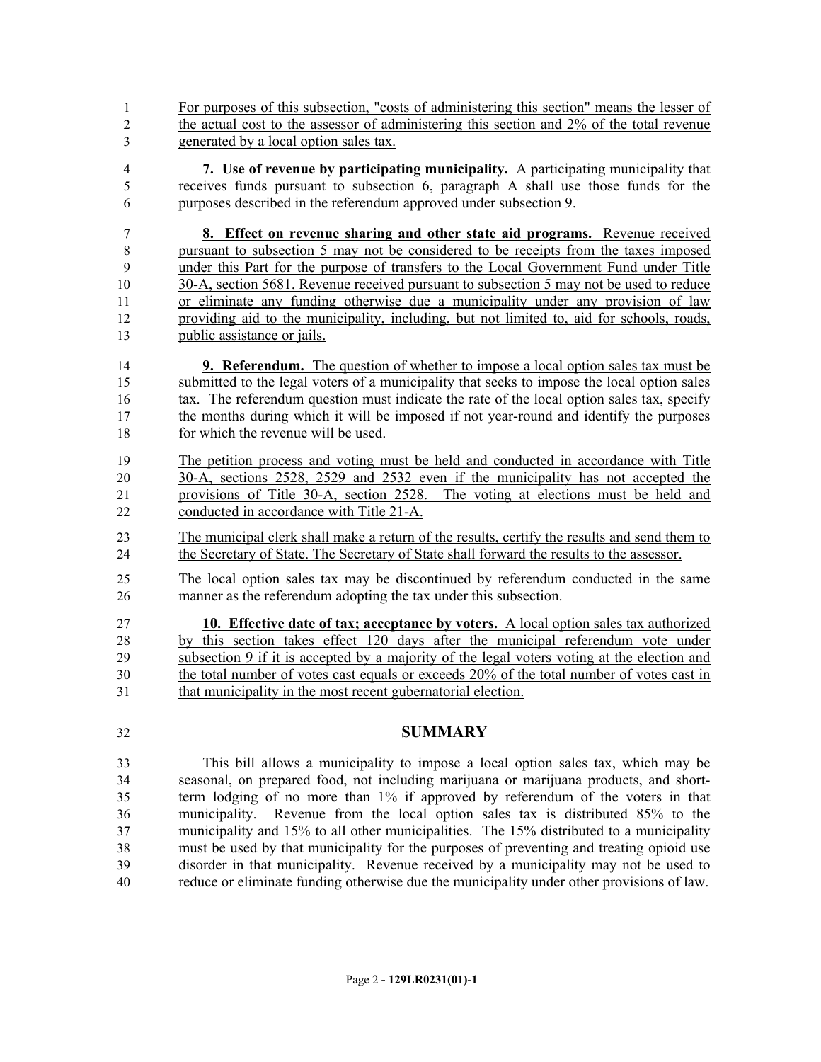For purposes of this subsection, "costs of administering this section" means the lesser of the actual cost to the assessor of administering this section and 2% of the total revenue generated by a local option sales tax.

**7. Use of revenue by participating municipality.** A participating municipality that receives funds pursuant to subsection 6, paragraph A shall use those funds for the purposes described in the referendum approved under subsection 9.

**8. Effect on revenue sharing and other state aid programs.** Revenue received pursuant to subsection 5 may not be considered to be receipts from the taxes imposed under this Part for the purpose of transfers to the Local Government Fund under Title 30-A, section 5681. Revenue received pursuant to subsection 5 may not be used to reduce or eliminate any funding otherwise due a municipality under any provision of law providing aid to the municipality, including, but not limited to, aid for schools, roads, public assistance or jails.

**9. Referendum.** The question of whether to impose a local option sales tax must be submitted to the legal voters of a municipality that seeks to impose the local option sales tax. The referendum question must indicate the rate of the local option sales tax, specify the months during which it will be imposed if not year-round and identify the purposes for which the revenue will be used.

The petition process and voting must be held and conducted in accordance with Title 30-A, sections 2528, 2529 and 2532 even if the municipality has not accepted the provisions of Title 30-A, section 2528. The voting at elections must be held and conducted in accordance with Title 21-A.

The municipal clerk shall make a return of the results, certify the results and send them to the Secretary of State. The Secretary of State shall forward the results to the assessor.

The local option sales tax may be discontinued by referendum conducted in the same manner as the referendum adopting the tax under this subsection.

**10. Effective date of tax; acceptance by voters.** A local option sales tax authorized by this section takes effect 120 days after the municipal referendum vote under subsection 9 if it is accepted by a majority of the legal voters voting at the election and the total number of votes cast equals or exceeds 20% of the total number of votes cast in that municipality in the most recent gubernatorial election.

## SUMMARY

This bill allows a municipality to impose a local option sales tax, which may be seasonal, on prepared food, not including marijuana or marijuana products, and short-term lodging of no more than 1% if approved by referendum of the voters in that municipality. Revenue from the local option sales tax is distributed 85% to the municipality and 15% to all other municipalities. The 15% distributed to a municipality must be used by that municipality for the purposes of preventing and treating opioid use disorder in that municipality. Revenue received by a municipality may not be used to reduce or eliminate funding otherwise due the municipality under other provisions of law.